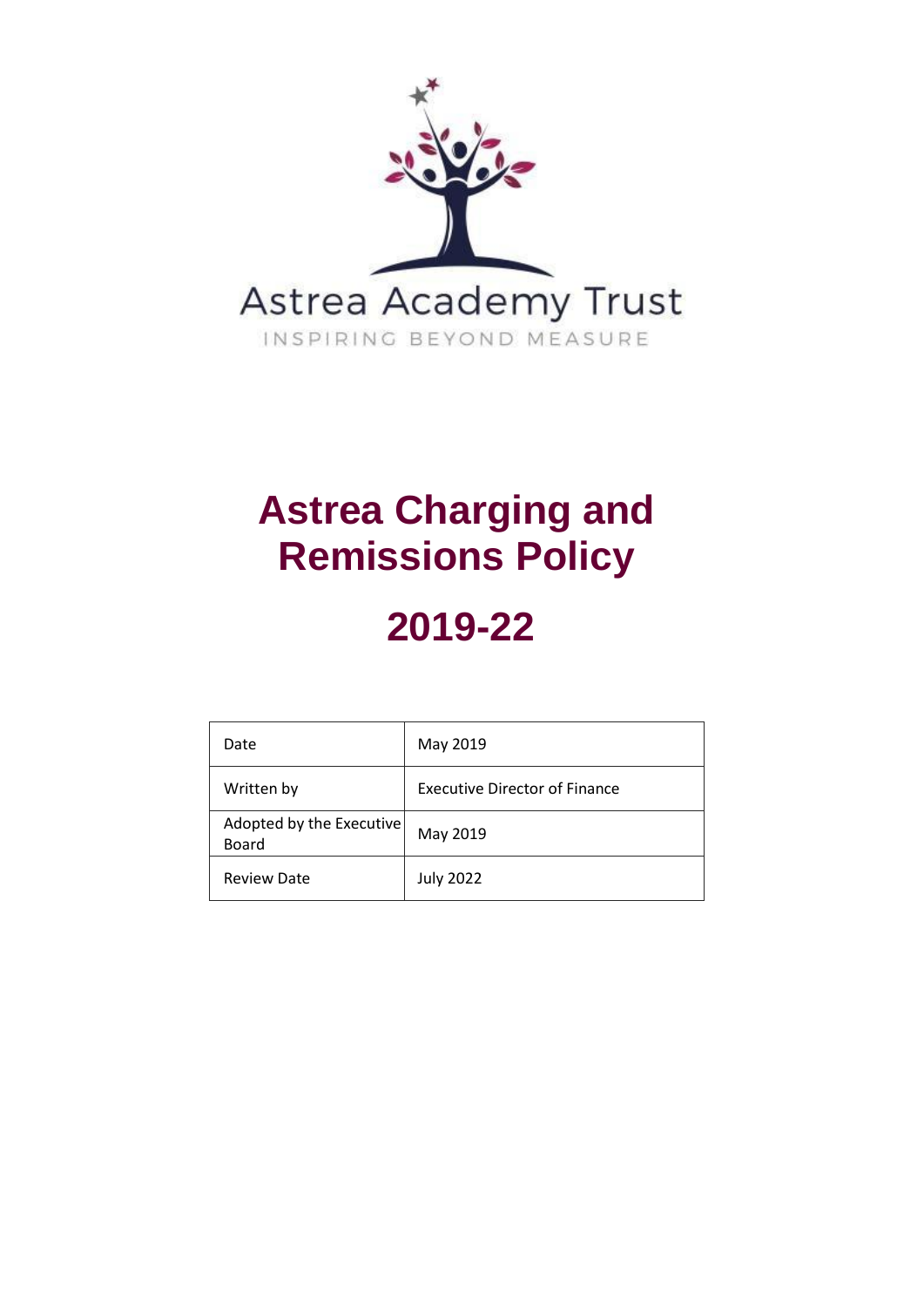Astrea Academy Trust

INSPIRING BEYOND MEASURE

# Astrea Charging and Remissions Policy

# 2019-22

| Date | May 2019 |
|---|---|
| Written by | Executive Director of Finance |
| Adopted by the Executive Board | May 2019 |
| Review Date | July 2022 |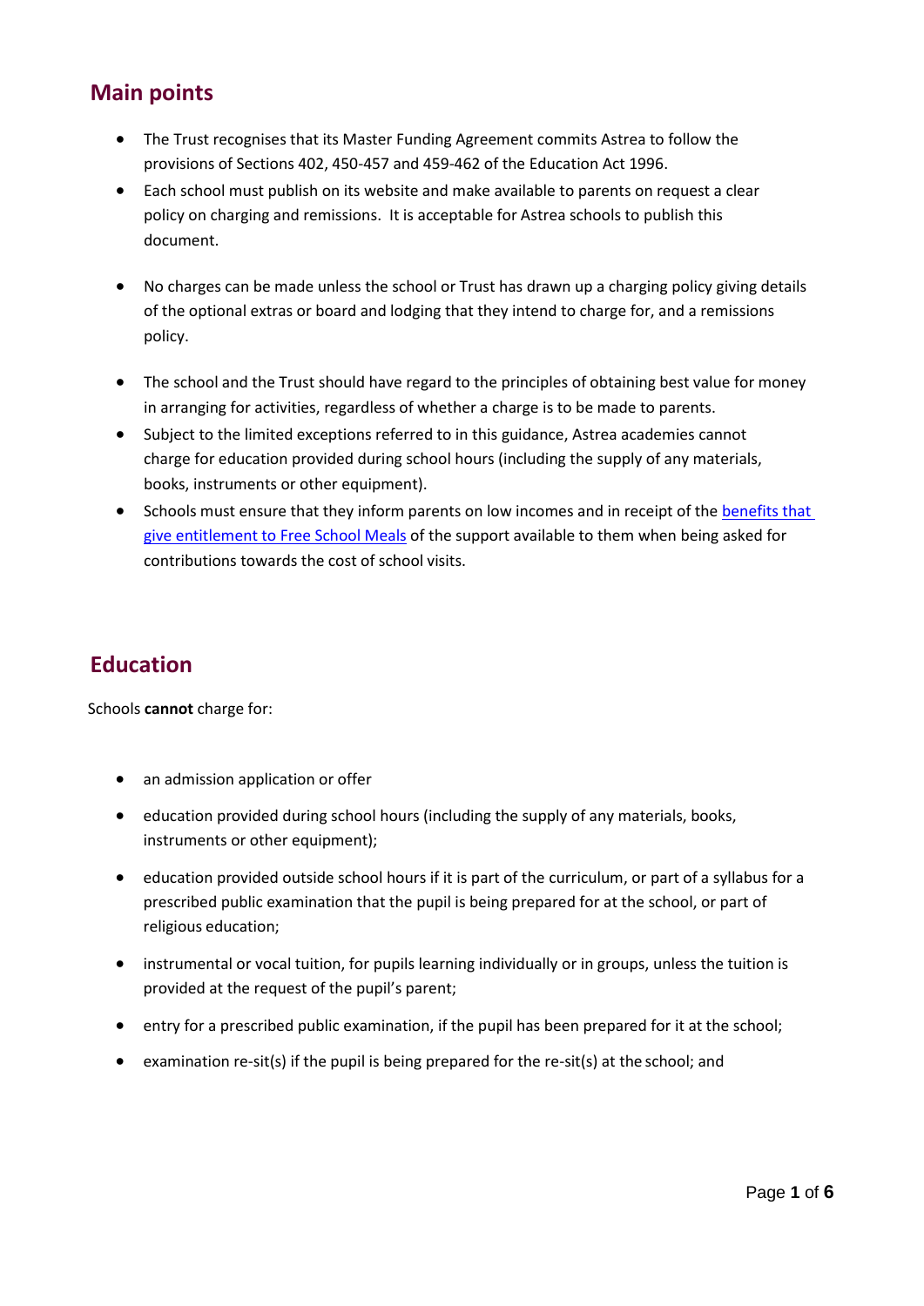## Main points

- The Trust recognises that its Master Funding Agreement commits Astrea to follow the provisions of Sections 402, 450-457 and 459-462 of the Education Act 1996.
- Each school must publish on its website and make available to parents on request a clear policy on charging and remissions. It is acceptable for Astrea schools to publish this document.
- No charges can be made unless the school or Trust has drawn up a charging policy giving details of the optional extras or board and lodging that they intend to charge for, and a remissions policy.
- The school and the Trust should have regard to the principles of obtaining best value for money in arranging for activities, regardless of whether a charge is to be made to parents.
- Subject to the limited exceptions referred to in this guidance, Astrea academies cannot charge for education provided during school hours (including the supply of any materials, books, instruments or other equipment).
- Schools must ensure that they inform parents on low incomes and in receipt of the [benefits that give entitlement to Free School Meals]() of the support available to them when being asked for contributions towards the cost of school visits.

## Education

Schools **cannot** charge for:

- an admission application or offer
- education provided during school hours (including the supply of any materials, books, instruments or other equipment);
- education provided outside school hours if it is part of the curriculum, or part of a syllabus for a prescribed public examination that the pupil is being prepared for at the school, or part of religious education;
- instrumental or vocal tuition, for pupils learning individually or in groups, unless the tuition is provided at the request of the pupil's parent;
- entry for a prescribed public examination, if the pupil has been prepared for it at the school;
- examination re-sit(s) if the pupil is being prepared for the re-sit(s) at the school; and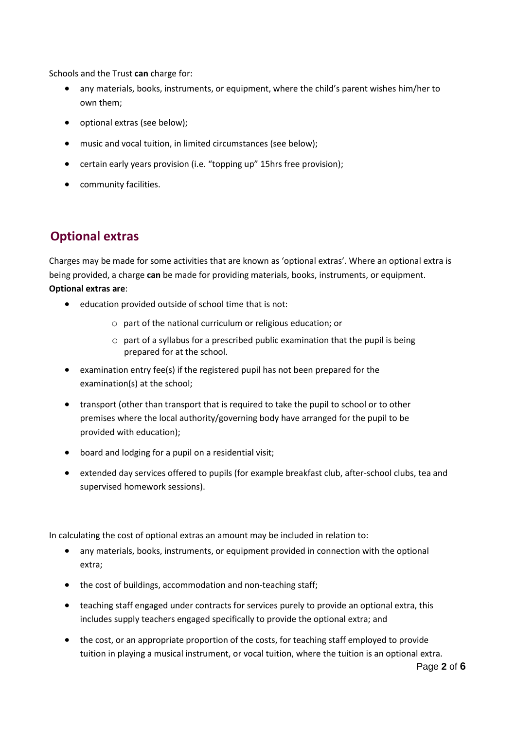Schools and the Trust **can** charge for:

- any materials, books, instruments, or equipment, where the child's parent wishes him/her to own them;
- optional extras (see below);
- music and vocal tuition, in limited circumstances (see below);
- certain early years provision (i.e. "topping up" 15hrs free provision);
- community facilities.

## Optional extras

Charges may be made for some activities that are known as 'optional extras'. Where an optional extra is being provided, a charge **can** be made for providing materials, books, instruments, or equipment.
**Optional extras are**:

- education provided outside of school time that is not:
  - part of the national curriculum or religious education; or
  - part of a syllabus for a prescribed public examination that the pupil is being prepared for at the school.
- examination entry fee(s) if the registered pupil has not been prepared for the examination(s) at the school;
- transport (other than transport that is required to take the pupil to school or to other premises where the local authority/governing body have arranged for the pupil to be provided with education);
- board and lodging for a pupil on a residential visit;
- extended day services offered to pupils (for example breakfast club, after-school clubs, tea and supervised homework sessions).

In calculating the cost of optional extras an amount may be included in relation to:

- any materials, books, instruments, or equipment provided in connection with the optional extra;
- the cost of buildings, accommodation and non-teaching staff;
- teaching staff engaged under contracts for services purely to provide an optional extra, this includes supply teachers engaged specifically to provide the optional extra; and
- the cost, or an appropriate proportion of the costs, for teaching staff employed to provide tuition in playing a musical instrument, or vocal tuition, where the tuition is an optional extra.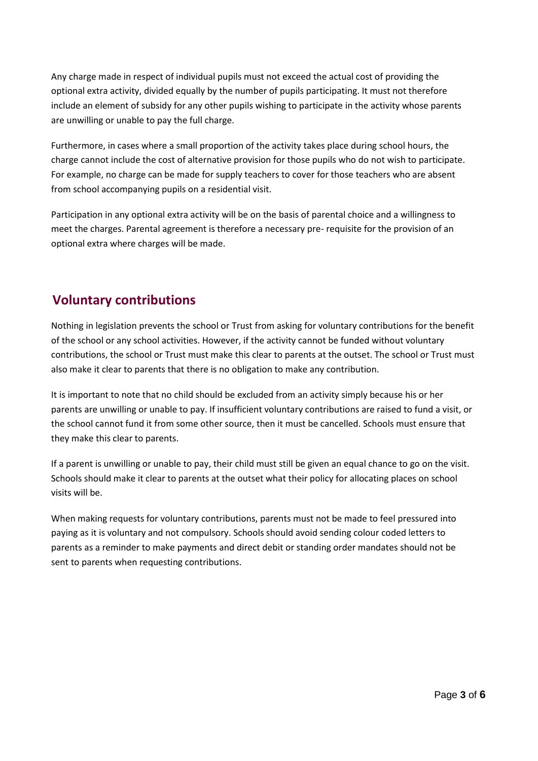Any charge made in respect of individual pupils must not exceed the actual cost of providing the optional extra activity, divided equally by the number of pupils participating. It must not therefore include an element of subsidy for any other pupils wishing to participate in the activity whose parents are unwilling or unable to pay the full charge.

Furthermore, in cases where a small proportion of the activity takes place during school hours, the charge cannot include the cost of alternative provision for those pupils who do not wish to participate. For example, no charge can be made for supply teachers to cover for those teachers who are absent from school accompanying pupils on a residential visit.

Participation in any optional extra activity will be on the basis of parental choice and a willingness to meet the charges. Parental agreement is therefore a necessary pre- requisite for the provision of an optional extra where charges will be made.

## Voluntary contributions

Nothing in legislation prevents the school or Trust from asking for voluntary contributions for the benefit of the school or any school activities. However, if the activity cannot be funded without voluntary contributions, the school or Trust must make this clear to parents at the outset. The school or Trust must also make it clear to parents that there is no obligation to make any contribution.

It is important to note that no child should be excluded from an activity simply because his or her parents are unwilling or unable to pay. If insufficient voluntary contributions are raised to fund a visit, or the school cannot fund it from some other source, then it must be cancelled. Schools must ensure that they make this clear to parents.

If a parent is unwilling or unable to pay, their child must still be given an equal chance to go on the visit. Schools should make it clear to parents at the outset what their policy for allocating places on school visits will be.

When making requests for voluntary contributions, parents must not be made to feel pressured into paying as it is voluntary and not compulsory. Schools should avoid sending colour coded letters to parents as a reminder to make payments and direct debit or standing order mandates should not be sent to parents when requesting contributions.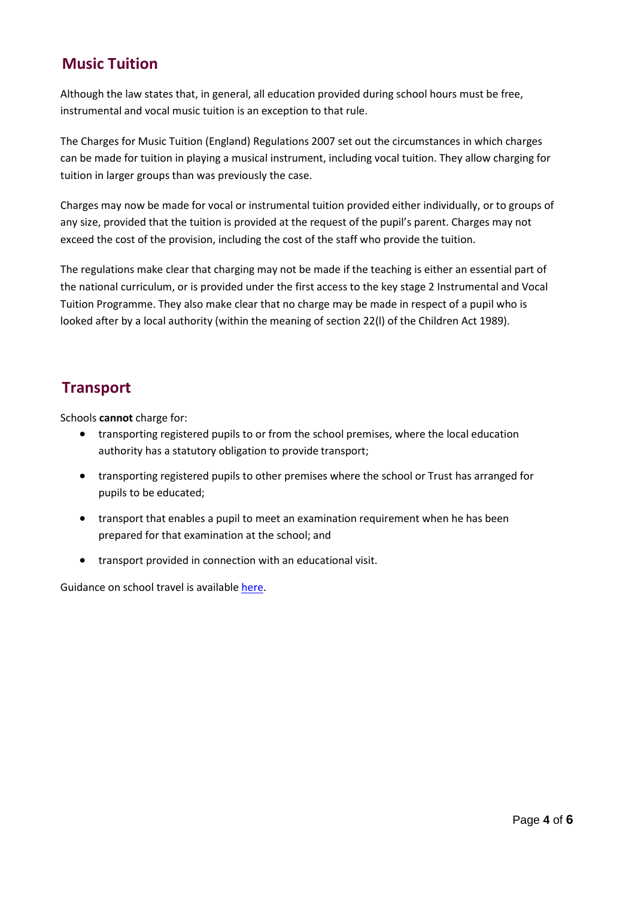## Music Tuition

Although the law states that, in general, all education provided during school hours must be free, instrumental and vocal music tuition is an exception to that rule.

The Charges for Music Tuition (England) Regulations 2007 set out the circumstances in which charges can be made for tuition in playing a musical instrument, including vocal tuition. They allow charging for tuition in larger groups than was previously the case.

Charges may now be made for vocal or instrumental tuition provided either individually, or to groups of any size, provided that the tuition is provided at the request of the pupil's parent. Charges may not exceed the cost of the provision, including the cost of the staff who provide the tuition.

The regulations make clear that charging may not be made if the teaching is either an essential part of the national curriculum, or is provided under the first access to the key stage 2 Instrumental and Vocal Tuition Programme. They also make clear that no charge may be made in respect of a pupil who is looked after by a local authority (within the meaning of section 22(l) of the Children Act 1989).

## Transport

Schools **cannot** charge for:

- transporting registered pupils to or from the school premises, where the local education authority has a statutory obligation to provide transport;
- transporting registered pupils to other premises where the school or Trust has arranged for pupils to be educated;
- transport that enables a pupil to meet an examination requirement when he has been prepared for that examination at the school; and
- transport provided in connection with an educational visit.

Guidance on school travel is available [here](here).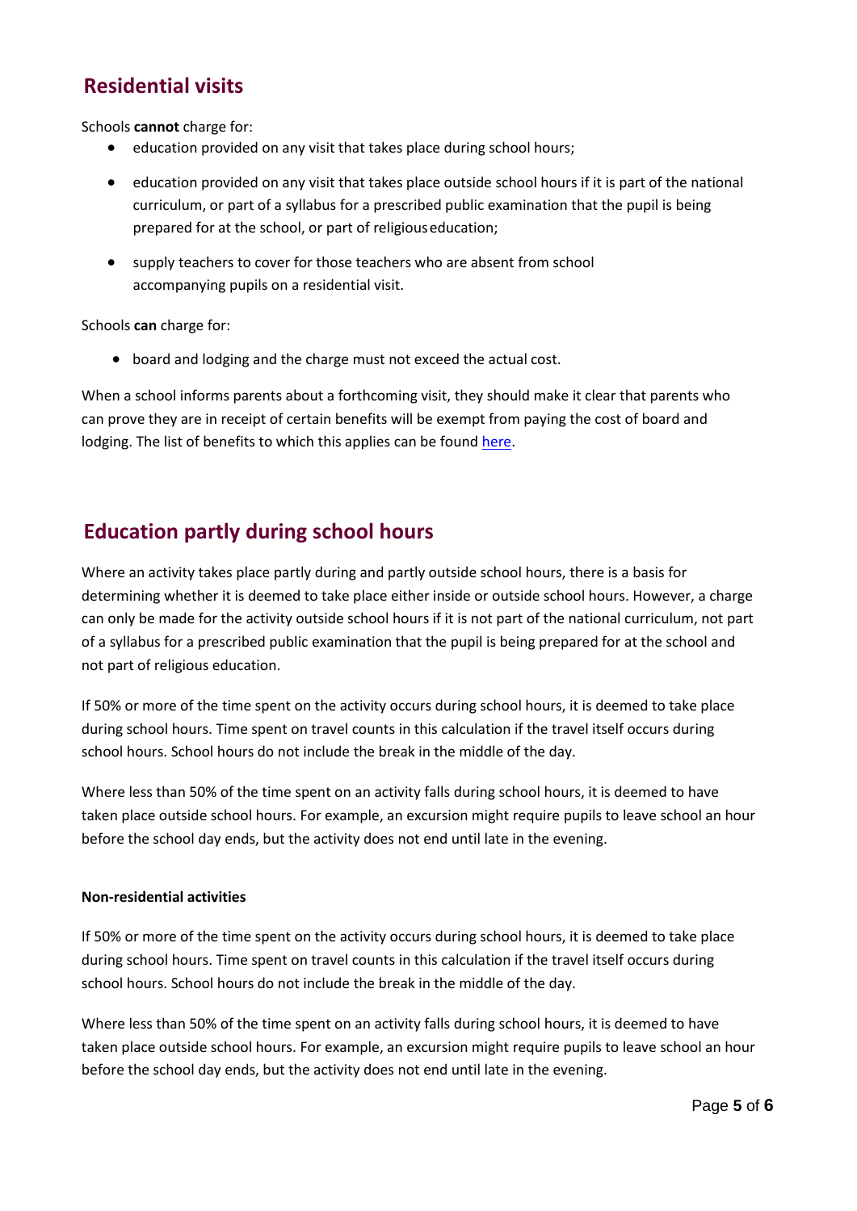## Residential visits

Schools **cannot** charge for:

- education provided on any visit that takes place during school hours;
- education provided on any visit that takes place outside school hours if it is part of the national curriculum, or part of a syllabus for a prescribed public examination that the pupil is being prepared for at the school, or part of religious education;
- supply teachers to cover for those teachers who are absent from school accompanying pupils on a residential visit.

Schools **can** charge for:

- board and lodging and the charge must not exceed the actual cost.

When a school informs parents about a forthcoming visit, they should make it clear that parents who can prove they are in receipt of certain benefits will be exempt from paying the cost of board and lodging. The list of benefits to which this applies can be found here.

## Education partly during school hours

Where an activity takes place partly during and partly outside school hours, there is a basis for determining whether it is deemed to take place either inside or outside school hours. However, a charge can only be made for the activity outside school hours if it is not part of the national curriculum, not part of a syllabus for a prescribed public examination that the pupil is being prepared for at the school and not part of religious education.

If 50% or more of the time spent on the activity occurs during school hours, it is deemed to take place during school hours. Time spent on travel counts in this calculation if the travel itself occurs during school hours. School hours do not include the break in the middle of the day.

Where less than 50% of the time spent on an activity falls during school hours, it is deemed to have taken place outside school hours. For example, an excursion might require pupils to leave school an hour before the school day ends, but the activity does not end until late in the evening.

**Non-residential activities**

If 50% or more of the time spent on the activity occurs during school hours, it is deemed to take place during school hours. Time spent on travel counts in this calculation if the travel itself occurs during school hours. School hours do not include the break in the middle of the day.

Where less than 50% of the time spent on an activity falls during school hours, it is deemed to have taken place outside school hours. For example, an excursion might require pupils to leave school an hour before the school day ends, but the activity does not end until late in the evening.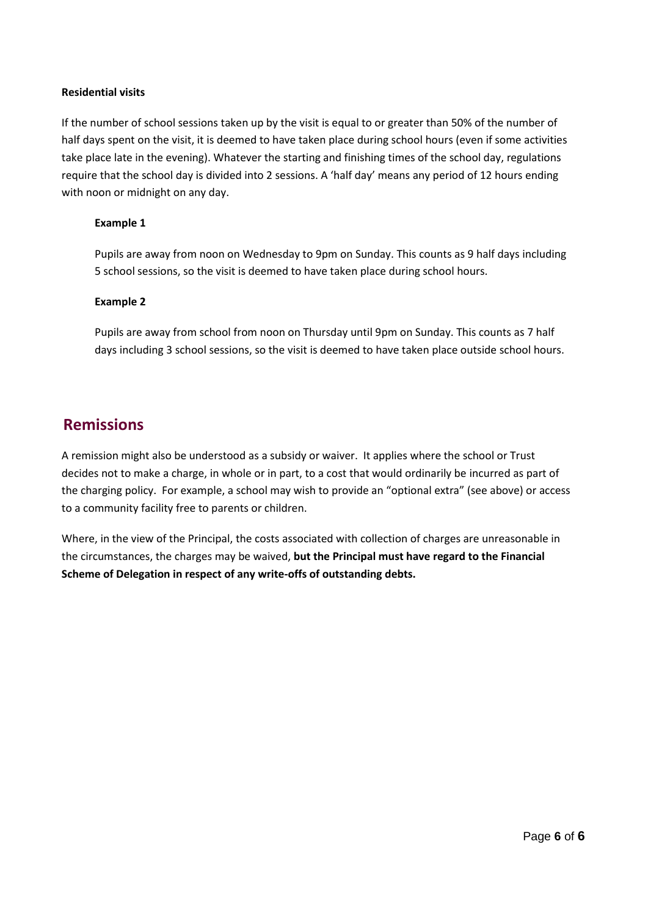**Residential visits**

If the number of school sessions taken up by the visit is equal to or greater than 50% of the number of half days spent on the visit, it is deemed to have taken place during school hours (even if some activities take place late in the evening). Whatever the starting and finishing times of the school day, regulations require that the school day is divided into 2 sessions. A 'half day' means any period of 12 hours ending with noon or midnight on any day.

**Example 1**

Pupils are away from noon on Wednesday to 9pm on Sunday. This counts as 9 half days including 5 school sessions, so the visit is deemed to have taken place during school hours.

**Example 2**

Pupils are away from school from noon on Thursday until 9pm on Sunday. This counts as 7 half days including 3 school sessions, so the visit is deemed to have taken place outside school hours.

## Remissions

A remission might also be understood as a subsidy or waiver. It applies where the school or Trust decides not to make a charge, in whole or in part, to a cost that would ordinarily be incurred as part of the charging policy. For example, a school may wish to provide an "optional extra" (see above) or access to a community facility free to parents or children.

Where, in the view of the Principal, the costs associated with collection of charges are unreasonable in the circumstances, the charges may be waived, **but the Principal must have regard to the Financial Scheme of Delegation in respect of any write-offs of outstanding debts.**